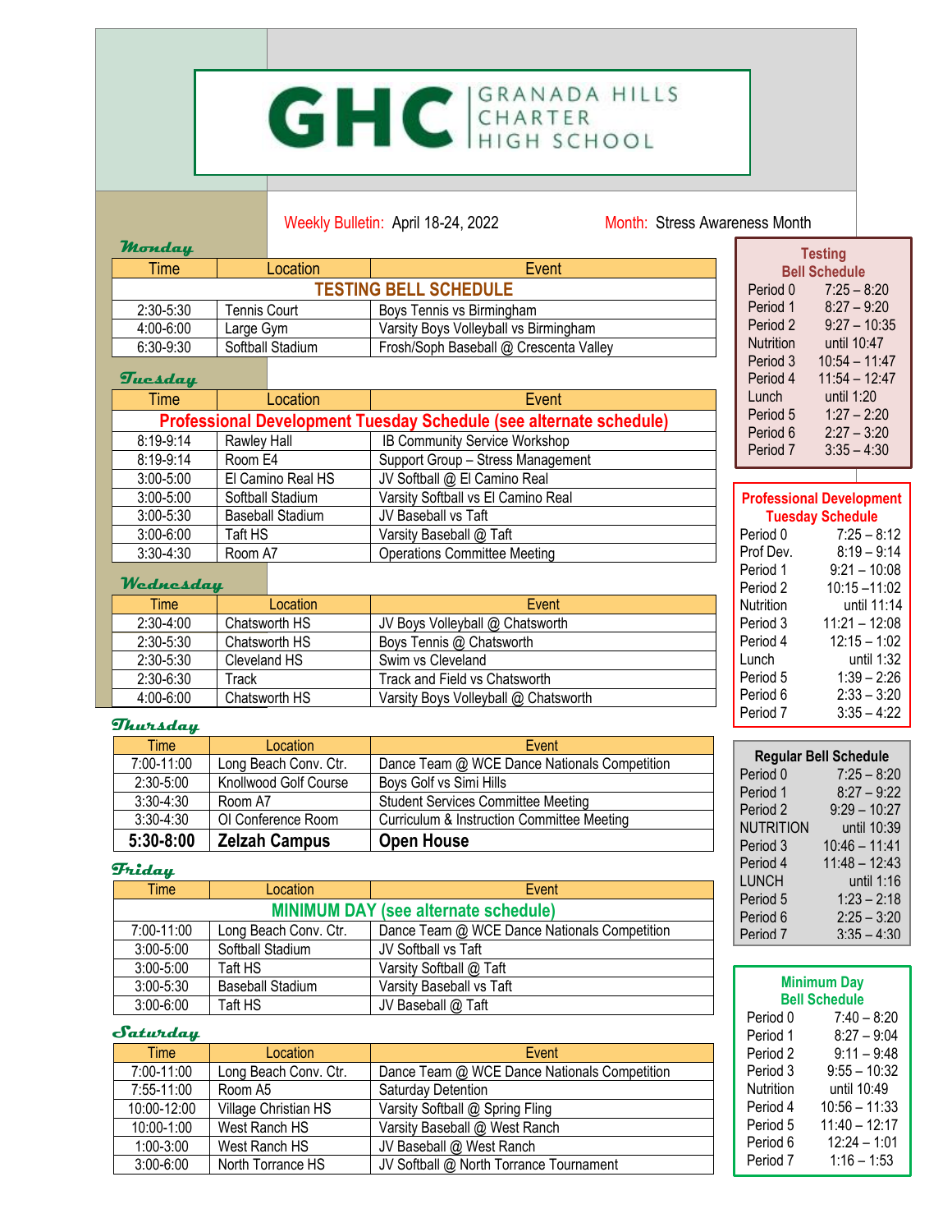# GHC GRANADA HILLS CHARTER HIGH SCHOOL

Weekly Bulletin: April 18-24, 2022 Month: Stress Awareness Month

### Monday

| Time | Location | Event |
|---|---|---|
| **TESTING BELL SCHEDULE** | | |
| 2:30-5:30 | Tennis Court | Boys Tennis vs Birmingham |
| 4:00-6:00 | Large Gym | Varsity Boys Volleyball vs Birmingham |
| 6:30-9:30 | Softball Stadium | Frosh/Soph Baseball @ Crescenta Valley |

### Tuesday

| Time | Location | Event |
|---|---|---|
| **Professional Development Tuesday Schedule (see alternate schedule)** | | |
| 8:19-9:14 | Rawley Hall | IB Community Service Workshop |
| 8:19-9:14 | Room E4 | Support Group – Stress Management |
| 3:00-5:00 | El Camino Real HS | JV Softball @ El Camino Real |
| 3:00-5:00 | Softball Stadium | Varsity Softball vs El Camino Real |
| 3:00-5:30 | Baseball Stadium | JV Baseball vs Taft |
| 3:00-6:00 | Taft HS | Varsity Baseball @ Taft |
| 3:30-4:30 | Room A7 | Operations Committee Meeting |

### Wednesday

| Time | Location | Event |
|---|---|---|
| 2:30-4:00 | Chatsworth HS | JV Boys Volleyball @ Chatsworth |
| 2:30-5:30 | Chatsworth HS | Boys Tennis @ Chatsworth |
| 2:30-5:30 | Cleveland HS | Swim vs Cleveland |
| 2:30-6:30 | Track | Track and Field vs Chatsworth |
| 4:00-6:00 | Chatsworth HS | Varsity Boys Volleyball @ Chatsworth |

### Thursday

| Time | Location | Event |
|---|---|---|
| 7:00-11:00 | Long Beach Conv. Ctr. | Dance Team @ WCE Dance Nationals Competition |
| 2:30-5:00 | Knollwood Golf Course | Boys Golf vs Simi Hills |
| 3:30-4:30 | Room A7 | Student Services Committee Meeting |
| 3:30-4:30 | OI Conference Room | Curriculum & Instruction Committee Meeting |
| **5:30-8:00** | **Zelzah Campus** | **Open House** |

### Friday

| Time | Location | Event |
|---|---|---|
| **MINIMUM DAY (see alternate schedule)** | | |
| 7:00-11:00 | Long Beach Conv. Ctr. | Dance Team @ WCE Dance Nationals Competition |
| 3:00-5:00 | Softball Stadium | JV Softball vs Taft |
| 3:00-5:00 | Taft HS | Varsity Softball @ Taft |
| 3:00-5:30 | Baseball Stadium | Varsity Baseball vs Taft |
| 3:00-6:00 | Taft HS | JV Baseball @ Taft |

### Saturday

| Time | Location | Event |
|---|---|---|
| 7:00-11:00 | Long Beach Conv. Ctr. | Dance Team @ WCE Dance Nationals Competition |
| 7:55-11:00 | Room A5 | Saturday Detention |
| 10:00-12:00 | Village Christian HS | Varsity Softball @ Spring Fling |
| 10:00-1:00 | West Ranch HS | Varsity Baseball @ West Ranch |
| 1:00-3:00 | West Ranch HS | JV Baseball @ West Ranch |
| 3:00-6:00 | North Torrance HS | JV Softball @ North Torrance Tournament |

### Testing Bell Schedule

| Period | Time |
|---|---|
| Period 0 | 7:25 – 8:20 |
| Period 1 | 8:27 – 9:20 |
| Period 2 | 9:27 – 10:35 |
| Nutrition | until 10:47 |
| Period 3 | 10:54 – 11:47 |
| Period 4 | 11:54 – 12:47 |
| Lunch | until 1:20 |
| Period 5 | 1:27 – 2:20 |
| Period 6 | 2:27 – 3:20 |
| Period 7 | 3:35 – 4:30 |

### Professional Development Tuesday Schedule

| Period | Time |
|---|---|
| Period 0 | 7:25 – 8:12 |
| Prof Dev. | 8:19 – 9:14 |
| Period 1 | 9:21 – 10:08 |
| Period 2 | 10:15 –11:02 |
| Nutrition | until 11:14 |
| Period 3 | 11:21 – 12:08 |
| Period 4 | 12:15 – 1:02 |
| Lunch | until 1:32 |
| Period 5 | 1:39 – 2:26 |
| Period 6 | 2:33 – 3:20 |
| Period 7 | 3:35 – 4:22 |

### Regular Bell Schedule

| Period | Time |
|---|---|
| Period 0 | 7:25 – 8:20 |
| Period 1 | 8:27 – 9:22 |
| Period 2 | 9:29 – 10:27 |
| NUTRITION | until 10:39 |
| Period 3 | 10:46 – 11:41 |
| Period 4 | 11:48 – 12:43 |
| LUNCH | until 1:16 |
| Period 5 | 1:23 – 2:18 |
| Period 6 | 2:25 – 3:20 |
| Period 7 | 3:35 – 4:30 |

### Minimum Day Bell Schedule

| Period | Time |
|---|---|
| Period 0 | 7:40 – 8:20 |
| Period 1 | 8:27 – 9:04 |
| Period 2 | 9:11 – 9:48 |
| Period 3 | 9:55 – 10:32 |
| Nutrition | until 10:49 |
| Period 4 | 10:56 – 11:33 |
| Period 5 | 11:40 – 12:17 |
| Period 6 | 12:24 – 1:01 |
| Period 7 | 1:16 – 1:53 |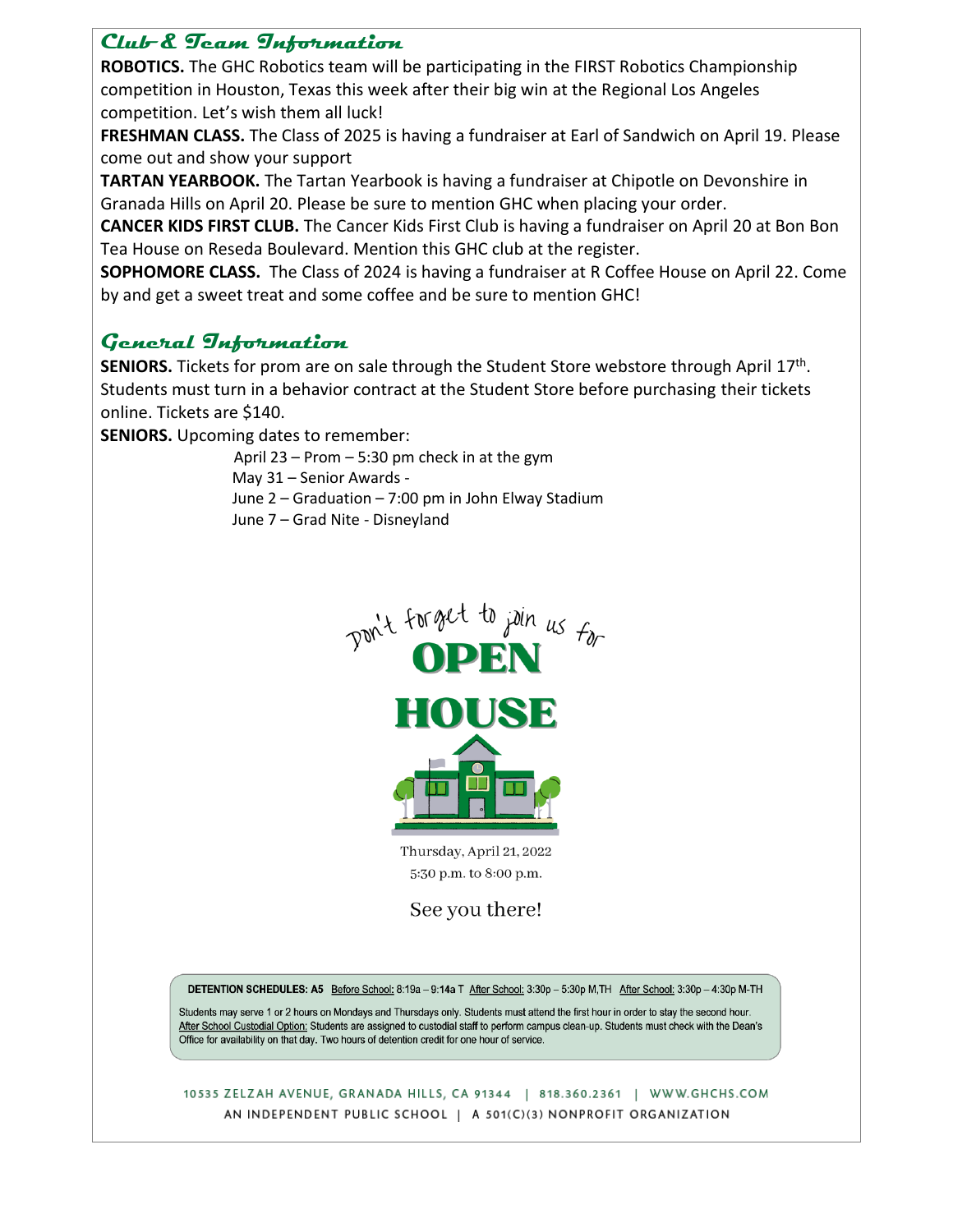## Club & Team Information

**ROBOTICS.** The GHC Robotics team will be participating in the FIRST Robotics Championship competition in Houston, Texas this week after their big win at the Regional Los Angeles competition. Let's wish them all luck!

**FRESHMAN CLASS.** The Class of 2025 is having a fundraiser at Earl of Sandwich on April 19. Please come out and show your support

**TARTAN YEARBOOK.** The Tartan Yearbook is having a fundraiser at Chipotle on Devonshire in Granada Hills on April 20. Please be sure to mention GHC when placing your order.

**CANCER KIDS FIRST CLUB.** The Cancer Kids First Club is having a fundraiser on April 20 at Bon Bon Tea House on Reseda Boulevard. Mention this GHC club at the register.

**SOPHOMORE CLASS.** The Class of 2024 is having a fundraiser at R Coffee House on April 22. Come by and get a sweet treat and some coffee and be sure to mention GHC!

## General Information

**SENIORS.** Tickets for prom are on sale through the Student Store webstore through April 17th. Students must turn in a behavior contract at the Student Store before purchasing their tickets online. Tickets are $140.

**SENIORS.** Upcoming dates to remember:

April 23 – Prom – 5:30 pm check in at the gym
May 31 – Senior Awards -
June 2 – Graduation – 7:00 pm in John Elway Stadium
June 7 – Grad Nite - Disneyland

Don't forget to join us for

**OPEN HOUSE**

Thursday, April 21, 2022
5:30 p.m. to 8:00 p.m.

See you there!

**DETENTION SCHEDULES: A5** Before School: 8:19a – 9:14a T After School: 3:30p – 5:30p M,TH After School: 3:30p – 4:30p M-TH

Students may serve 1 or 2 hours on Mondays and Thursdays only. Students must attend the first hour in order to stay the second hour. After School Custodial Option: Students are assigned to custodial staff to perform campus clean-up. Students must check with the Dean's Office for availability on that day. Two hours of detention credit for one hour of service.

10535 ZELZAH AVENUE, GRANADA HILLS, CA 91344 | 818.360.2361 | WWW.GHCHS.COM
AN INDEPENDENT PUBLIC SCHOOL | A 501(C)(3) NONPROFIT ORGANIZATION